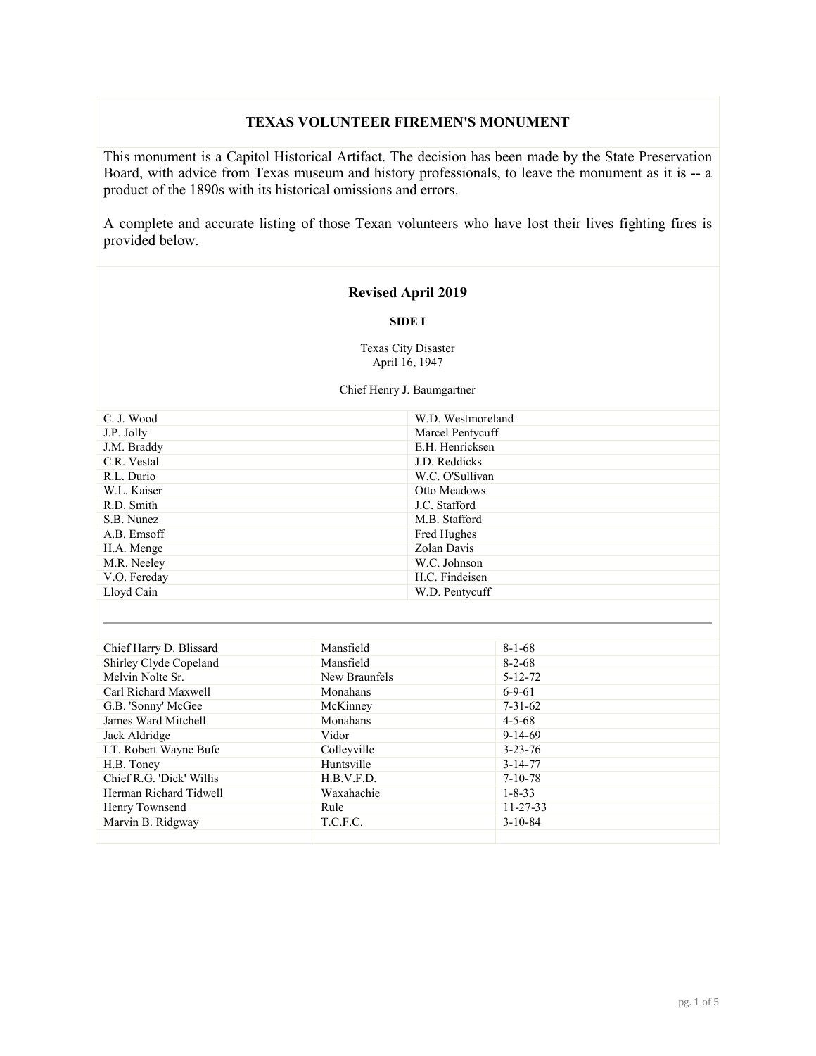## TEXAS VOLUNTEER FIREMEN'S MONUMENT

This monument is a Capitol Historical Artifact. The decision has been made by the State Preservation Board, with advice from Texas museum and history professionals, to leave the monument as it is -- a product of the 1890s with its historical omissions and errors.

A complete and accurate listing of those Texan volunteers who have lost their lives fighting fires is provided below.

### Revised April 2019

**SIDE I**

Texas City Disaster
April 16, 1947

Chief Henry J. Baumgartner

| | |
|---|---|
| C. J. Wood | W.D. Westmoreland |
| J.P. Jolly | Marcel Pentycuff |
| J.M. Braddy | E.H. Henricksen |
| C.R. Vestal | J.D. Reddicks |
| R.L. Durio | W.C. O'Sullivan |
| W.L. Kaiser | Otto Meadows |
| R.D. Smith | J.C. Stafford |
| S.B. Nunez | M.B. Stafford |
| A.B. Emsoff | Fred Hughes |
| H.A. Menge | Zolan Davis |
| M.R. Neeley | W.C. Johnson |
| V.O. Fereday | H.C. Findeisen |
| Lloyd Cain | W.D. Pentycuff |

---

| | | |
|---|---|---|
| Chief Harry D. Blissard | Mansfield | 8-1-68 |
| Shirley Clyde Copeland | Mansfield | 8-2-68 |
| Melvin Nolte Sr. | New Braunfels | 5-12-72 |
| Carl Richard Maxwell | Monahans | 6-9-61 |
| G.B. 'Sonny' McGee | McKinney | 7-31-62 |
| James Ward Mitchell | Monahans | 4-5-68 |
| Jack Aldridge | Vidor | 9-14-69 |
| LT. Robert Wayne Bufe | Colleyville | 3-23-76 |
| H.B. Toney | Huntsville | 3-14-77 |
| Chief R.G. 'Dick' Willis | H.B.V.F.D. | 7-10-78 |
| Herman Richard Tidwell | Waxahachie | 1-8-33 |
| Henry Townsend | Rule | 11-27-33 |
| Marvin B. Ridgway | T.C.F.C. | 3-10-84 |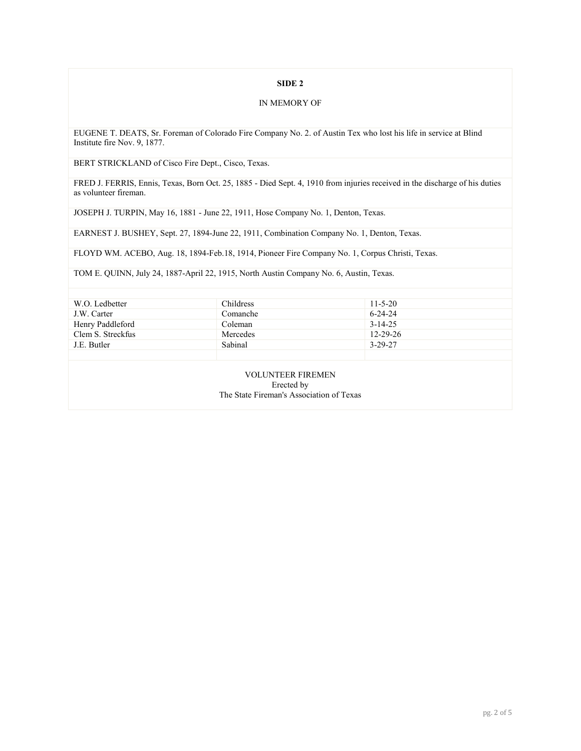**SIDE 2**

IN MEMORY OF

EUGENE T. DEATS, Sr. Foreman of Colorado Fire Company No. 2. of Austin Tex who lost his life in service at Blind Institute fire Nov. 9, 1877.

BERT STRICKLAND of Cisco Fire Dept., Cisco, Texas.

FRED J. FERRIS, Ennis, Texas, Born Oct. 25, 1885 - Died Sept. 4, 1910 from injuries received in the discharge of his duties as volunteer fireman.

JOSEPH J. TURPIN, May 16, 1881 - June 22, 1911, Hose Company No. 1, Denton, Texas.

EARNEST J. BUSHEY, Sept. 27, 1894-June 22, 1911, Combination Company No. 1, Denton, Texas.

FLOYD WM. ACEBO, Aug. 18, 1894-Feb.18, 1914, Pioneer Fire Company No. 1, Corpus Christi, Texas.

TOM E. QUINN, July 24, 1887-April 22, 1915, North Austin Company No. 6, Austin, Texas.

| | | |
|---|---|---|
| W.O. Ledbetter | Childress | 11-5-20 |
| J.W. Carter | Comanche | 6-24-24 |
| Henry Paddleford | Coleman | 3-14-25 |
| Clem S. Streckfus | Mercedes | 12-29-26 |
| J.E. Butler | Sabinal | 3-29-27 |

VOLUNTEER FIREMEN
Erected by
The State Fireman's Association of Texas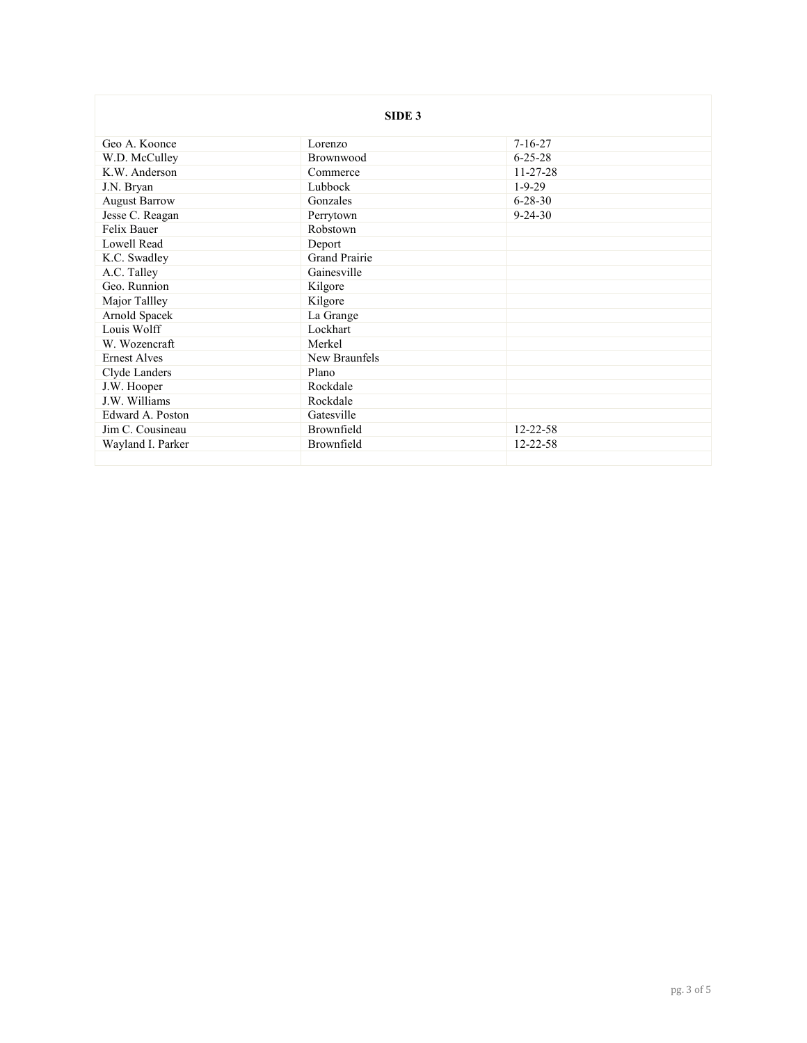| SIDE 3 | | |
|---|---|---|
| Geo A. Koonce | Lorenzo | 7-16-27 |
| W.D. McCulley | Brownwood | 6-25-28 |
| K.W. Anderson | Commerce | 11-27-28 |
| J.N. Bryan | Lubbock | 1-9-29 |
| August Barrow | Gonzales | 6-28-30 |
| Jesse C. Reagan | Perrytown | 9-24-30 |
| Felix Bauer | Robstown | |
| Lowell Read | Deport | |
| K.C. Swadley | Grand Prairie | |
| A.C. Talley | Gainesville | |
| Geo. Runnion | Kilgore | |
| Major Tallley | Kilgore | |
| Arnold Spacek | La Grange | |
| Louis Wolff | Lockhart | |
| W. Wozencraft | Merkel | |
| Ernest Alves | New Braunfels | |
| Clyde Landers | Plano | |
| J.W. Hooper | Rockdale | |
| J.W. Williams | Rockdale | |
| Edward A. Poston | Gatesville | |
| Jim C. Cousineau | Brownfield | 12-22-58 |
| Wayland I. Parker | Brownfield | 12-22-58 |
| | | |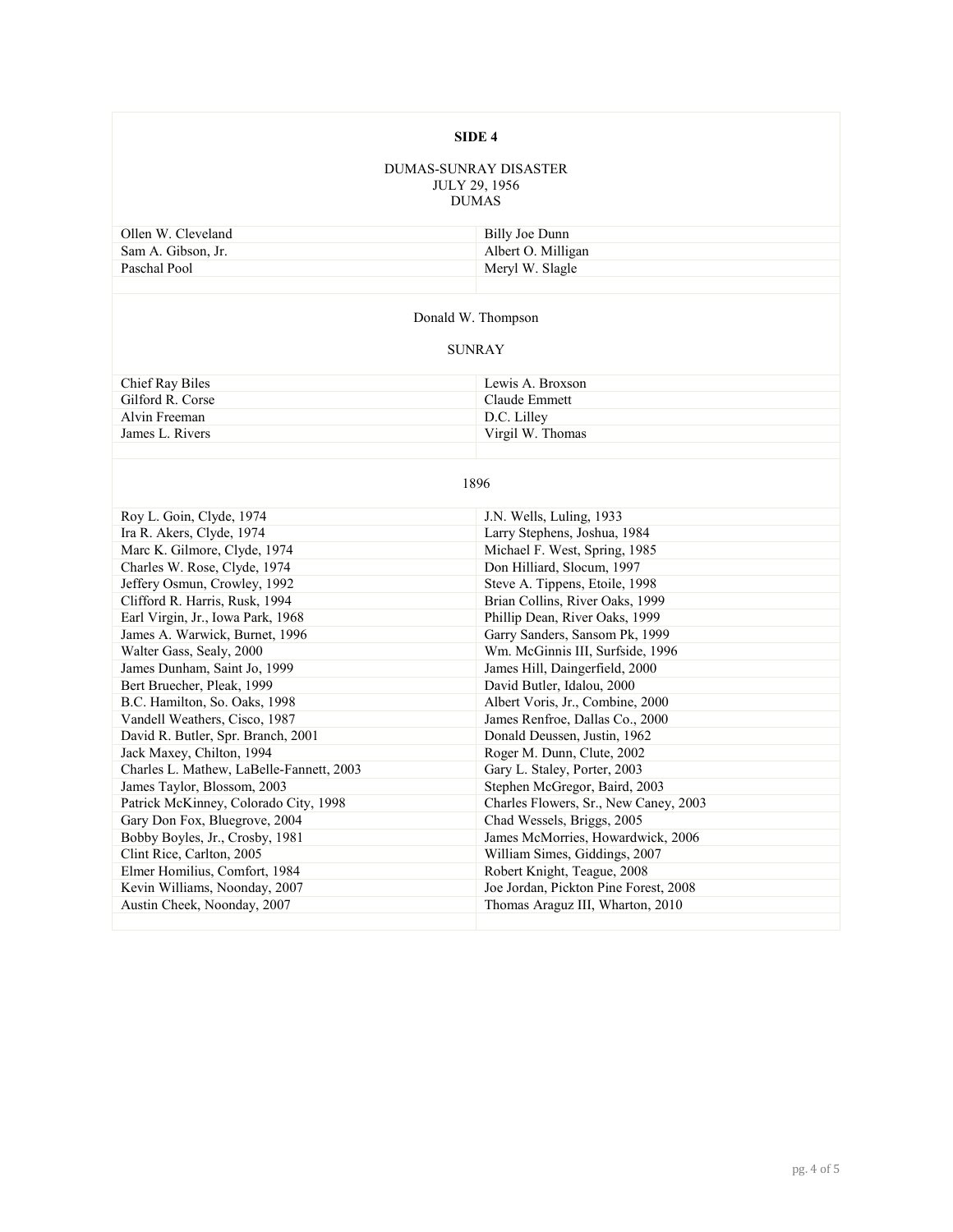**SIDE 4**

DUMAS-SUNRAY DISASTER
JULY 29, 1956
DUMAS

| | |
|---|---|
| Ollen W. Cleveland | Billy Joe Dunn |
| Sam A. Gibson, Jr. | Albert O. Milligan |
| Paschal Pool | Meryl W. Slagle |

Donald W. Thompson

SUNRAY

| | |
|---|---|
| Chief Ray Biles | Lewis A. Broxson |
| Gilford R. Corse | Claude Emmett |
| Alvin Freeman | D.C. Lilley |
| James L. Rivers | Virgil W. Thomas |

1896

| | |
|---|---|
| Roy L. Goin, Clyde, 1974 | J.N. Wells, Luling, 1933 |
| Ira R. Akers, Clyde, 1974 | Larry Stephens, Joshua, 1984 |
| Marc K. Gilmore, Clyde, 1974 | Michael F. West, Spring, 1985 |
| Charles W. Rose, Clyde, 1974 | Don Hilliard, Slocum, 1997 |
| Jeffery Osmun, Crowley, 1992 | Steve A. Tippens, Etoile, 1998 |
| Clifford R. Harris, Rusk, 1994 | Brian Collins, River Oaks, 1999 |
| Earl Virgin, Jr., Iowa Park, 1968 | Phillip Dean, River Oaks, 1999 |
| James A. Warwick, Burnet, 1996 | Garry Sanders, Sansom Pk, 1999 |
| Walter Gass, Sealy, 2000 | Wm. McGinnis III, Surfside, 1996 |
| James Dunham, Saint Jo, 1999 | James Hill, Daingerfield, 2000 |
| Bert Bruecher, Pleak, 1999 | David Butler, Idalou, 2000 |
| B.C. Hamilton, So. Oaks, 1998 | Albert Voris, Jr., Combine, 2000 |
| Vandell Weathers, Cisco, 1987 | James Renfroe, Dallas Co., 2000 |
| David R. Butler, Spr. Branch, 2001 | Donald Deussen, Justin, 1962 |
| Jack Maxey, Chilton, 1994 | Roger M. Dunn, Clute, 2002 |
| Charles L. Mathew, LaBelle-Fannett, 2003 | Gary L. Staley, Porter, 2003 |
| James Taylor, Blossom, 2003 | Stephen McGregor, Baird, 2003 |
| Patrick McKinney, Colorado City, 1998 | Charles Flowers, Sr., New Caney, 2003 |
| Gary Don Fox, Bluegrove, 2004 | Chad Wessels, Briggs, 2005 |
| Bobby Boyles, Jr., Crosby, 1981 | James McMorries, Howardwick, 2006 |
| Clint Rice, Carlton, 2005 | William Simes, Giddings, 2007 |
| Elmer Homilius, Comfort, 1984 | Robert Knight, Teague, 2008 |
| Kevin Williams, Noonday, 2007 | Joe Jordan, Pickton Pine Forest, 2008 |
| Austin Cheek, Noonday, 2007 | Thomas Araguz III, Wharton, 2010 |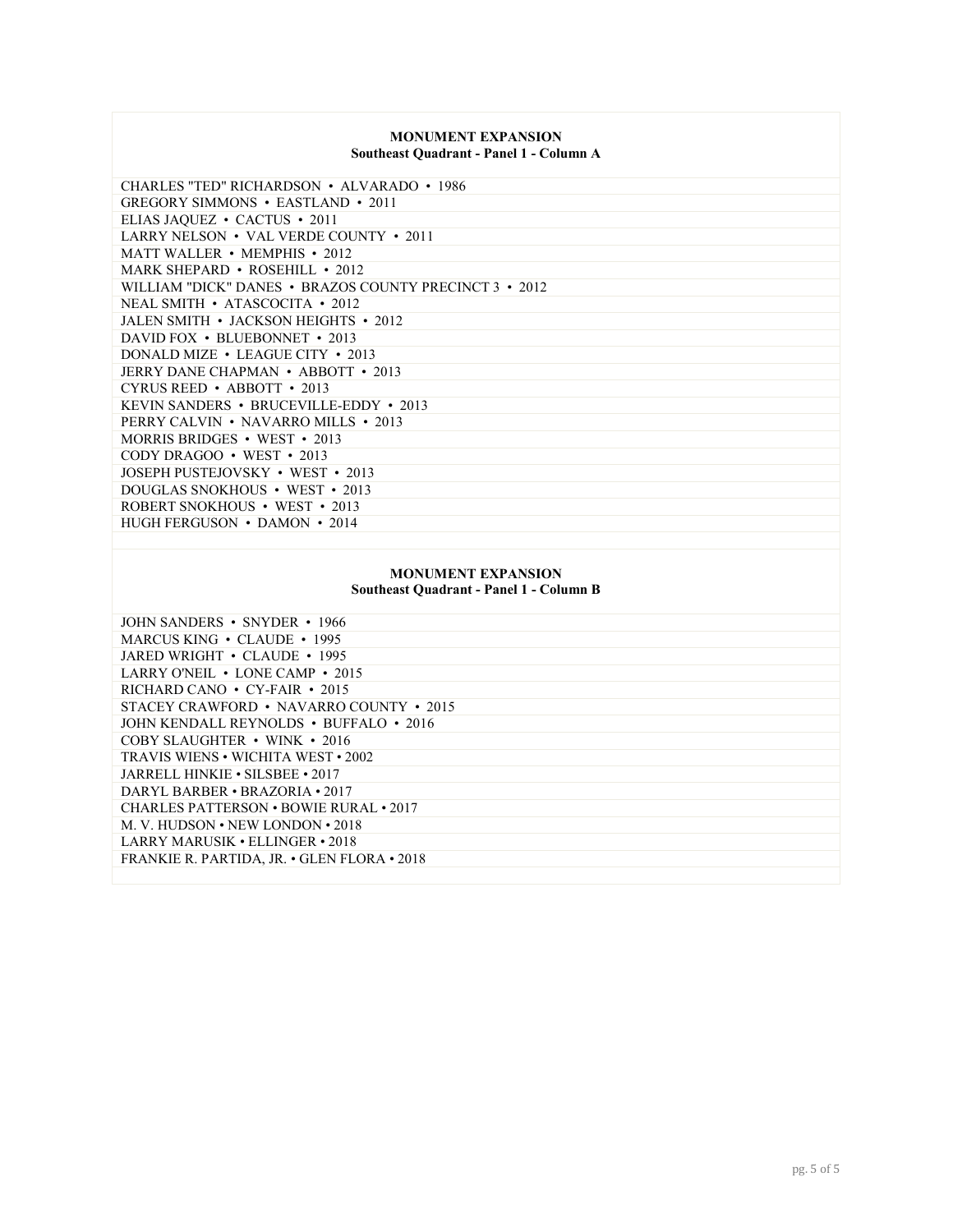**MONUMENT EXPANSION**
**Southeast Quadrant - Panel 1 - Column A**

CHARLES "TED" RICHARDSON • ALVARADO • 1986
GREGORY SIMMONS • EASTLAND • 2011
ELIAS JAQUEZ • CACTUS • 2011
LARRY NELSON • VAL VERDE COUNTY • 2011
MATT WALLER • MEMPHIS • 2012
MARK SHEPARD • ROSEHILL • 2012
WILLIAM "DICK" DANES • BRAZOS COUNTY PRECINCT 3 • 2012
NEAL SMITH • ATASCOCITA • 2012
JALEN SMITH • JACKSON HEIGHTS • 2012
DAVID FOX • BLUEBONNET • 2013
DONALD MIZE • LEAGUE CITY • 2013
JERRY DANE CHAPMAN • ABBOTT • 2013
CYRUS REED • ABBOTT • 2013
KEVIN SANDERS • BRUCEVILLE-EDDY • 2013
PERRY CALVIN • NAVARRO MILLS • 2013
MORRIS BRIDGES • WEST • 2013
CODY DRAGOO • WEST • 2013
JOSEPH PUSTEJOVSKY • WEST • 2013
DOUGLAS SNOKHOUS • WEST • 2013
ROBERT SNOKHOUS • WEST • 2013
HUGH FERGUSON • DAMON • 2014

**MONUMENT EXPANSION**
**Southeast Quadrant - Panel 1 - Column B**

JOHN SANDERS • SNYDER • 1966
MARCUS KING • CLAUDE • 1995
JARED WRIGHT • CLAUDE • 1995
LARRY O'NEIL • LONE CAMP • 2015
RICHARD CANO • CY-FAIR • 2015
STACEY CRAWFORD • NAVARRO COUNTY • 2015
JOHN KENDALL REYNOLDS • BUFFALO • 2016
COBY SLAUGHTER • WINK • 2016
TRAVIS WIENS • WICHITA WEST • 2002
JARRELL HINKIE • SILSBEE • 2017
DARYL BARBER • BRAZORIA • 2017
CHARLES PATTERSON • BOWIE RURAL • 2017
M. V. HUDSON • NEW LONDON • 2018
LARRY MARUSIK • ELLINGER • 2018
FRANKIE R. PARTIDA, JR. • GLEN FLORA • 2018